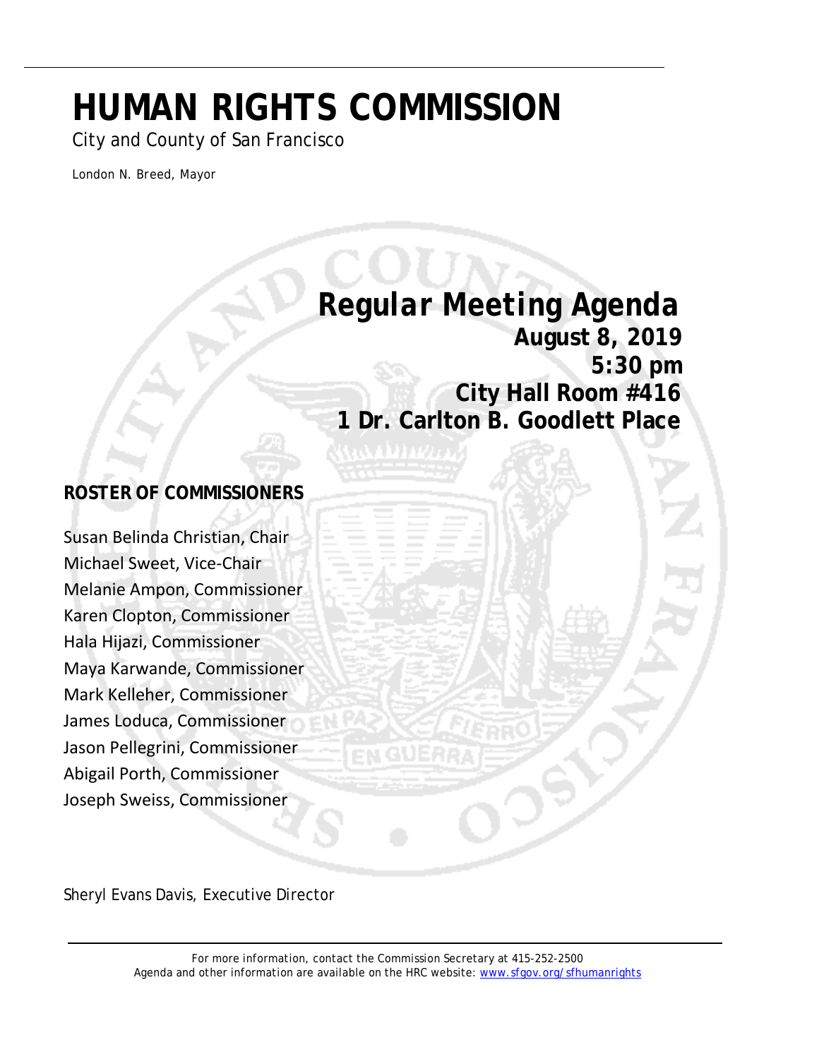# HUMAN RIGHTS COMMISSION

City and County of San Francisco

London N. Breed, Mayor

## Regular Meeting Agenda

**August 8, 2019**
**5:30 pm**
**City Hall Room #416**
**1 Dr. Carlton B. Goodlett Place**

**ROSTER OF COMMISSIONERS**

Susan Belinda Christian, Chair
Michael Sweet, Vice-Chair
Melanie Ampon, Commissioner
Karen Clopton, Commissioner
Hala Hijazi, Commissioner
Maya Karwande, Commissioner
Mark Kelleher, Commissioner
James Loduca, Commissioner
Jason Pellegrini, Commissioner
Abigail Porth, Commissioner
Joseph Sweiss, Commissioner

Sheryl Evans Davis, Executive Director

For more information, contact the Commission Secretary at 415-252-2500
Agenda and other information are available on the HRC website: [www.sfgov.org/sfhumanrights](www.sfgov.org/sfhumanrights)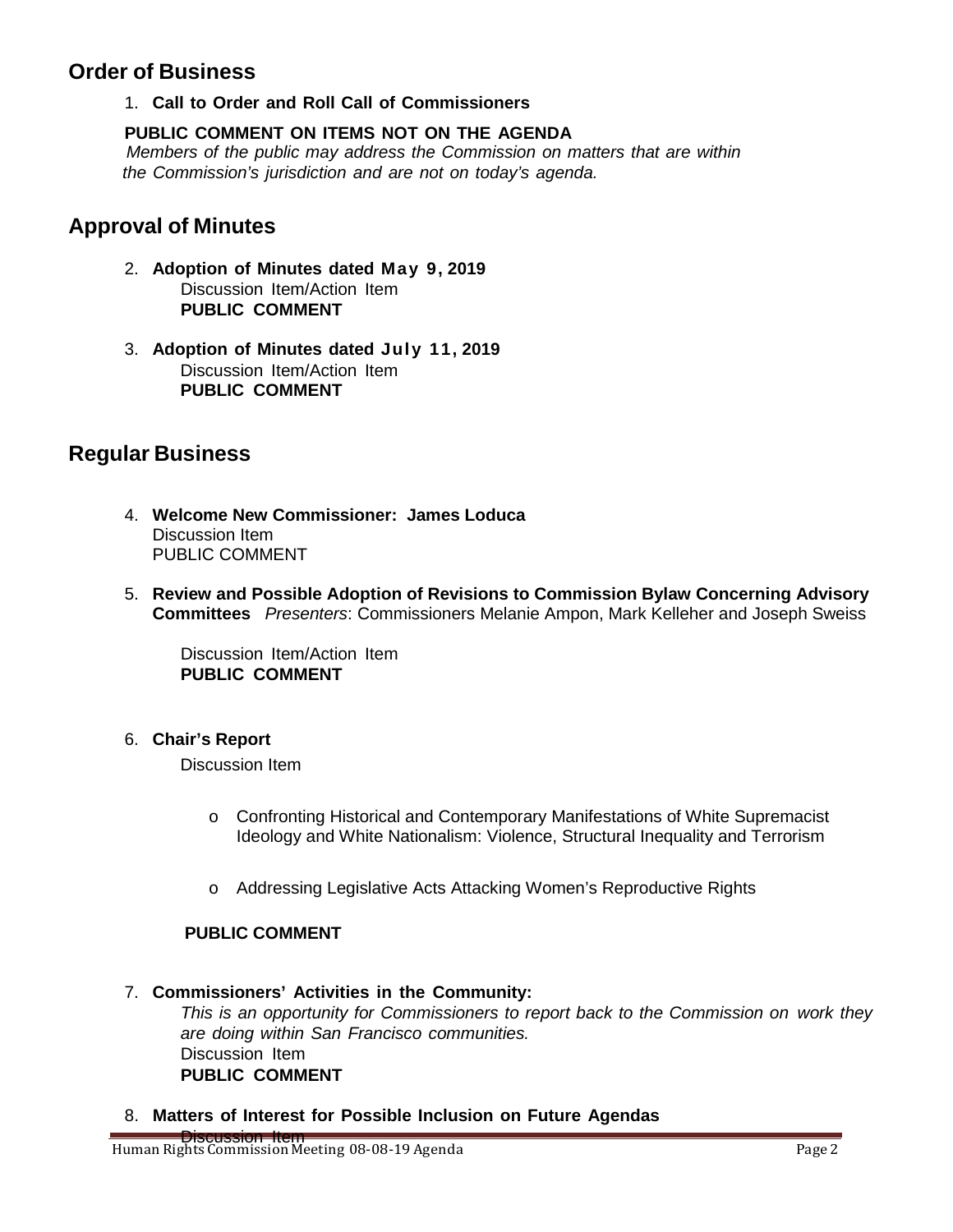## Order of Business

1. **Call to Order and Roll Call of Commissioners**

**PUBLIC COMMENT ON ITEMS NOT ON THE AGENDA**

*Members of the public may address the Commission on matters that are within the Commission's jurisdiction and are not on today's agenda.*

## Approval of Minutes

2. **Adoption of Minutes dated May 9, 2019**
   Discussion Item/Action Item
   **PUBLIC COMMENT**

3. **Adoption of Minutes dated July 11, 2019**
   Discussion Item/Action Item
   **PUBLIC COMMENT**

## Regular Business

4. **Welcome New Commissioner: James Loduca**
   Discussion Item
   PUBLIC COMMENT

5. **Review and Possible Adoption of Revisions to Commission Bylaw Concerning Advisory Committees** *Presenters*: Commissioners Melanie Ampon, Mark Kelleher and Joseph Sweiss

   Discussion Item/Action Item
   **PUBLIC COMMENT**

6. **Chair's Report**

   Discussion Item

   - Confronting Historical and Contemporary Manifestations of White Supremacist Ideology and White Nationalism: Violence, Structural Inequality and Terrorism
   - Addressing Legislative Acts Attacking Women's Reproductive Rights

   **PUBLIC COMMENT**

7. **Commissioners' Activities in the Community:**
   *This is an opportunity for Commissioners to report back to the Commission on work they are doing within San Francisco communities.*
   Discussion Item
   **PUBLIC COMMENT**

8. **Matters of Interest for Possible Inclusion on Future Agendas**
   Discussion Item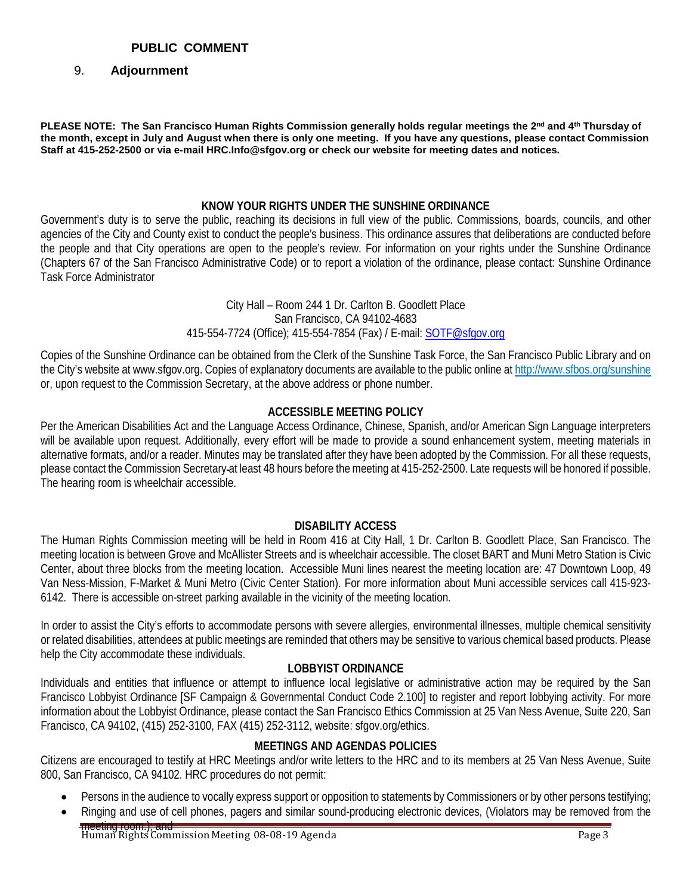## PUBLIC COMMENT

9. **Adjournment**

**PLEASE NOTE: The San Francisco Human Rights Commission generally holds regular meetings the 2nd and 4th Thursday of the month, except in July and August when there is only one meeting. If you have any questions, please contact Commission Staff at 415-252-2500 or via e-mail HRC.Info@sfgov.org or check our website for meeting dates and notices.**

### KNOW YOUR RIGHTS UNDER THE SUNSHINE ORDINANCE

Government's duty is to serve the public, reaching its decisions in full view of the public. Commissions, boards, councils, and other agencies of the City and County exist to conduct the people's business. This ordinance assures that deliberations are conducted before the people and that City operations are open to the people's review. For information on your rights under the Sunshine Ordinance (Chapters 67 of the San Francisco Administrative Code) or to report a violation of the ordinance, please contact: Sunshine Ordinance Task Force Administrator

City Hall – Room 244 1 Dr. Carlton B. Goodlett Place
San Francisco, CA 94102-4683
415-554-7724 (Office); 415-554-7854 (Fax) / E-mail: SOTF@sfgov.org

Copies of the Sunshine Ordinance can be obtained from the Clerk of the Sunshine Task Force, the San Francisco Public Library and on the City's website at www.sfgov.org. Copies of explanatory documents are available to the public online at http://www.sfbos.org/sunshine or, upon request to the Commission Secretary, at the above address or phone number.

### ACCESSIBLE MEETING POLICY

Per the American Disabilities Act and the Language Access Ordinance, Chinese, Spanish, and/or American Sign Language interpreters will be available upon request. Additionally, every effort will be made to provide a sound enhancement system, meeting materials in alternative formats, and/or a reader. Minutes may be translated after they have been adopted by the Commission. For all these requests, please contact the Commission Secretary at least 48 hours before the meeting at 415-252-2500. Late requests will be honored if possible. The hearing room is wheelchair accessible.

### DISABILITY ACCESS

The Human Rights Commission meeting will be held in Room 416 at City Hall, 1 Dr. Carlton B. Goodlett Place, San Francisco. The meeting location is between Grove and McAllister Streets and is wheelchair accessible. The closet BART and Muni Metro Station is Civic Center, about three blocks from the meeting location. Accessible Muni lines nearest the meeting location are: 47 Downtown Loop, 49 Van Ness-Mission, F-Market & Muni Metro (Civic Center Station). For more information about Muni accessible services call 415-923-6142. There is accessible on-street parking available in the vicinity of the meeting location.

In order to assist the City's efforts to accommodate persons with severe allergies, environmental illnesses, multiple chemical sensitivity or related disabilities, attendees at public meetings are reminded that others may be sensitive to various chemical based products. Please help the City accommodate these individuals.

### LOBBYIST ORDINANCE

Individuals and entities that influence or attempt to influence local legislative or administrative action may be required by the San Francisco Lobbyist Ordinance [SF Campaign & Governmental Conduct Code 2.100] to register and report lobbying activity. For more information about the Lobbyist Ordinance, please contact the San Francisco Ethics Commission at 25 Van Ness Avenue, Suite 220, San Francisco, CA 94102, (415) 252-3100, FAX (415) 252-3112, website: sfgov.org/ethics.

### MEETINGS AND AGENDAS POLICIES

Citizens are encouraged to testify at HRC Meetings and/or write letters to the HRC and to its members at 25 Van Ness Avenue, Suite 800, San Francisco, CA 94102. HRC procedures do not permit:

- Persons in the audience to vocally express support or opposition to statements by Commissioners or by other persons testifying;
- Ringing and use of cell phones, pagers and similar sound-producing electronic devices, (Violators may be removed from the meeting room.); and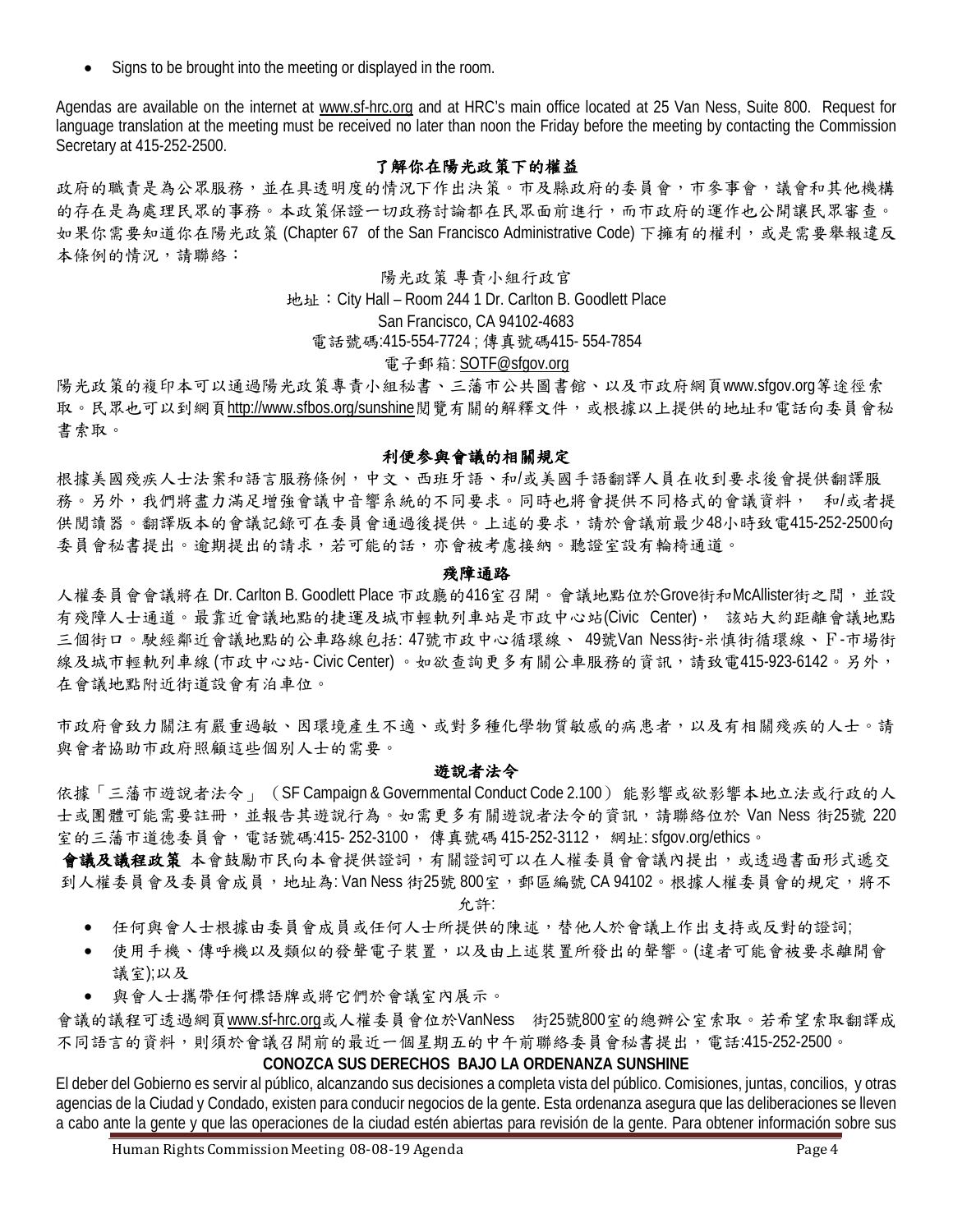- Signs to be brought into the meeting or displayed in the room.

Agendas are available on the internet at www.sf-hrc.org and at HRC's main office located at 25 Van Ness, Suite 800. Request for language translation at the meeting must be received no later than noon the Friday before the meeting by contacting the Commission Secretary at 415-252-2500.

**了解你在陽光政策下的權益**

政府的職責是為公眾服務，並在具透明度的情況下作出決策。市及縣政府的委員會，市參事會，議會和其他機構的存在是為處理民眾的事務。本政策保證一切政務討論都在民眾面前進行，而市政府的運作也公開讓民眾審查。如果你需要知道你在陽光政策 (Chapter 67 of the San Francisco Administrative Code) 下擁有的權利，或是需要舉報違反本條例的情況，請聯絡：

陽光政策 專責小組行政官
地址：City Hall – Room 244 1 Dr. Carlton B. Goodlett Place
San Francisco, CA 94102-4683
電話號碼:415-554-7724 ; 傳真號碼415- 554-7854
電子郵箱: SOTF@sfgov.org

陽光政策的複印本可以通過陽光政策專責小組秘書、三藩市公共圖書館、以及市政府網頁www.sfgov.org等途徑索取。民眾也可以到網頁http://www.sfbos.org/sunshine閱覽有關的解釋文件，或根據以上提供的地址和電話向委員會秘書索取。

**利便參與會議的相關規定**

根據美國殘疾人士法案和語言服務條例，中文、西班牙語、和/或美國手語翻譯人員在收到要求後會提供翻譯服務。另外，我們將盡力滿足增強會議中音響系統的不同要求。同時也將會提供不同格式的會議資料， 和/或者提供閱讀器。翻譯版本的會議記錄可在委員會通過後提供。上述的要求，請於會議前最少48小時致電415-252-2500向委員會秘書提出。逾期提出的請求，若可能的話，亦會被考慮接納。聽證室設有輪椅通道。

**殘障通路**

人權委員會會議將在 Dr. Carlton B. Goodlett Place 市政廳的416室召開。會議地點位於Grove街和McAllister街之間，並設有殘障人士通道。最靠近會議地點的捷運及城市輕軌列車站是市政中心站(Civic Center)， 該站大約距離會議地點三個街口。駛經鄰近會議地點的公車路線包括: 47號市政中心循環線、 49號Van Ness街-米慎街循環線、F-市場街線及城市輕軌列車線 (市政中心站- Civic Center) 。如欲查詢更多有關公車服務的資訊，請致電415-923-6142。另外，在會議地點附近街道設會有泊車位。

市政府會致力關注有嚴重過敏、因環境產生不適、或對多種化學物質敏感的病患者，以及有相關殘疾的人士。請與會者協助市政府照顧這些個別人士的需要。

**遊説者法令**

依據「三藩市遊説者法令」（SF Campaign & Governmental Conduct Code 2.100）能影響或欲影響本地立法或行政的人士或團體可能需要註冊，並報告其遊説行為。如需更多有關遊説者法令的資訊，請聯絡位於 Van Ness 街25號 220室的三藩市道德委員會，電話號碼:415- 252-3100， 傳真號碼 415-252-3112， 網址: sfgov.org/ethics。

**會議及議程政策** 本會鼓勵市民向本會提供證詞，有關證詞可以在人權委員會會議內提出，或透過書面形式遞交到人權委員會及委員會成員，地址為: Van Ness 街25號 800室，郵區編號 CA 94102。根據人權委員會的規定，將不允許:

- 任何與會人士根據由委員會成員或任何人士所提供的陳述，替他人於會議上作出支持或反對的證詞;
- 使用手機、傳呼機以及類似的發聲電子裝置，以及由上述裝置所發出的聲響。(違者可能會被要求離開會議室);以及
- 與會人士攜帶任何標語牌或將它們於會議室內展示。

會議的議程可透過網頁www.sf-hrc.org或人權委員會位於VanNess 街25號800室的總辦公室索取。若希望索取翻譯成不同語言的資料，則須於會議召開前的最近一個星期五的中午前聯絡委員會秘書提出，電話:415-252-2500。

**CONOZCA SUS DERECHOS BAJO LA ORDENANZA SUNSHINE**

El deber del Gobierno es servir al público, alcanzando sus decisiones a completa vista del público. Comisiones, juntas, concilios, y otras agencias de la Ciudad y Condado, existen para conducir negocios de la gente. Esta ordenanza asegura que las deliberaciones se lleven a cabo ante la gente y que las operaciones de la ciudad estén abiertas para revisión de la gente. Para obtener información sobre sus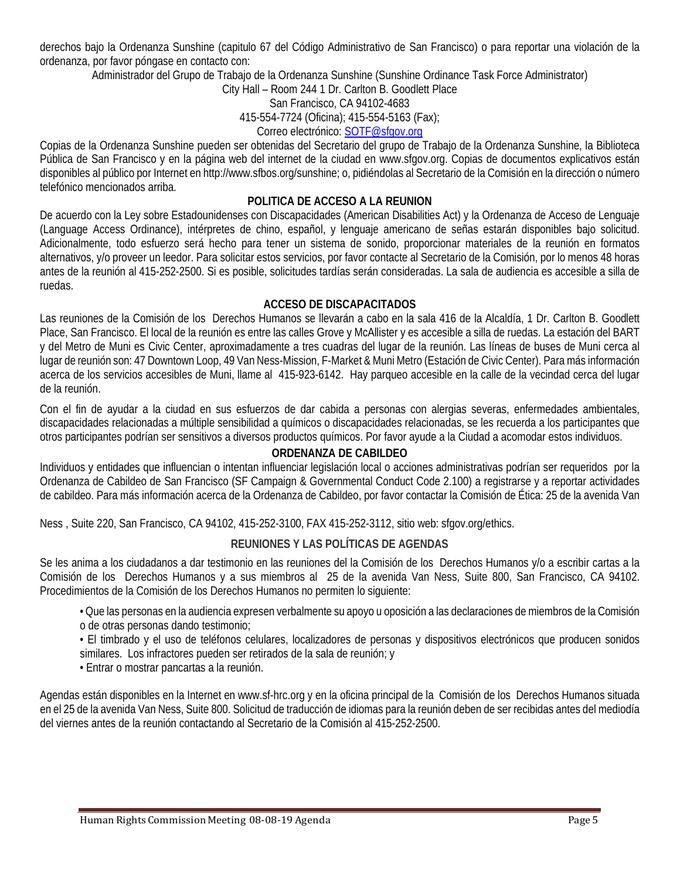derechos bajo la Ordenanza Sunshine (capitulo 67 del Código Administrativo de San Francisco) o para reportar una violación de la ordenanza, por favor póngase en contacto con:

Administrador del Grupo de Trabajo de la Ordenanza Sunshine (Sunshine Ordinance Task Force Administrator)
City Hall – Room 244 1 Dr. Carlton B. Goodlett Place
San Francisco, CA 94102-4683
415-554-7724 (Oficina); 415-554-5163 (Fax);
Correo electrónico: SOTF@sfgov.org

Copias de la Ordenanza Sunshine pueden ser obtenidas del Secretario del grupo de Trabajo de la Ordenanza Sunshine, la Biblioteca Pública de San Francisco y en la página web del internet de la ciudad en www.sfgov.org. Copias de documentos explicativos están disponibles al público por Internet en http://www.sfbos.org/sunshine; o, pidiéndolas al Secretario de la Comisión en la dirección o número telefónico mencionados arriba.

**POLITICA DE ACCESO A LA REUNION**

De acuerdo con la Ley sobre Estadounidenses con Discapacidades (American Disabilities Act) y la Ordenanza de Acceso de Lenguaje (Language Access Ordinance), intérpretes de chino, español, y lenguaje americano de señas estarán disponibles bajo solicitud. Adicionalmente, todo esfuerzo será hecho para tener un sistema de sonido, proporcionar materiales de la reunión en formatos alternativos, y/o proveer un leedor. Para solicitar estos servicios, por favor contacte al Secretario de la Comisión, por lo menos 48 horas antes de la reunión al 415-252-2500. Si es posible, solicitudes tardías serán consideradas. La sala de audiencia es accesible a silla de ruedas.

**ACCESO DE DISCAPACITADOS**

Las reuniones de la Comisión de los Derechos Humanos se llevarán a cabo en la sala 416 de la Alcaldía, 1 Dr. Carlton B. Goodlett Place, San Francisco. El local de la reunión es entre las calles Grove y McAllister y es accesible a silla de ruedas. La estación del BART y del Metro de Muni es Civic Center, aproximadamente a tres cuadras del lugar de la reunión. Las líneas de buses de Muni cerca al lugar de reunión son: 47 Downtown Loop, 49 Van Ness-Mission, F-Market & Muni Metro (Estación de Civic Center). Para más información acerca de los servicios accesibles de Muni, llame al 415-923-6142. Hay parqueo accesible en la calle de la vecindad cerca del lugar de la reunión.

Con el fin de ayudar a la ciudad en sus esfuerzos de dar cabida a personas con alergias severas, enfermedades ambientales, discapacidades relacionadas a múltiple sensibilidad a químicos o discapacidades relacionadas, se les recuerda a los participantes que otros participantes podrían ser sensitivos a diversos productos químicos. Por favor ayude a la Ciudad a acomodar estos individuos.

**ORDENANZA DE CABILDEO**

Individuos y entidades que influencian o intentan influenciar legislación local o acciones administrativas podrían ser requeridos por la Ordenanza de Cabildeo de San Francisco (SF Campaign & Governmental Conduct Code 2.100) a registrarse y a reportar actividades de cabildeo. Para más información acerca de la Ordenanza de Cabildeo, por favor contactar la Comisión de Ética: 25 de la avenida Van Ness , Suite 220, San Francisco, CA 94102, 415-252-3100, FAX 415-252-3112, sitio web: sfgov.org/ethics.

**REUNIONES Y LAS POLÍTICAS DE AGENDAS**

Se les anima a los ciudadanos a dar testimonio en las reuniones del la Comisión de los Derechos Humanos y/o a escribir cartas a la Comisión de los Derechos Humanos y a sus miembros al 25 de la avenida Van Ness, Suite 800, San Francisco, CA 94102. Procedimientos de la Comisión de los Derechos Humanos no permiten lo siguiente:

- Que las personas en la audiencia expresen verbalmente su apoyo u oposición a las declaraciones de miembros de la Comisión o de otras personas dando testimonio;
- El timbrado y el uso de teléfonos celulares, localizadores de personas y dispositivos electrónicos que producen sonidos similares. Los infractores pueden ser retirados de la sala de reunión; y
- Entrar o mostrar pancartas a la reunión.

Agendas están disponibles en la Internet en www.sf-hrc.org y en la oficina principal de la Comisión de los Derechos Humanos situada en el 25 de la avenida Van Ness, Suite 800. Solicitud de traducción de idiomas para la reunión deben de ser recibidas antes del mediodía del viernes antes de la reunión contactando al Secretario de la Comisión al 415-252-2500.